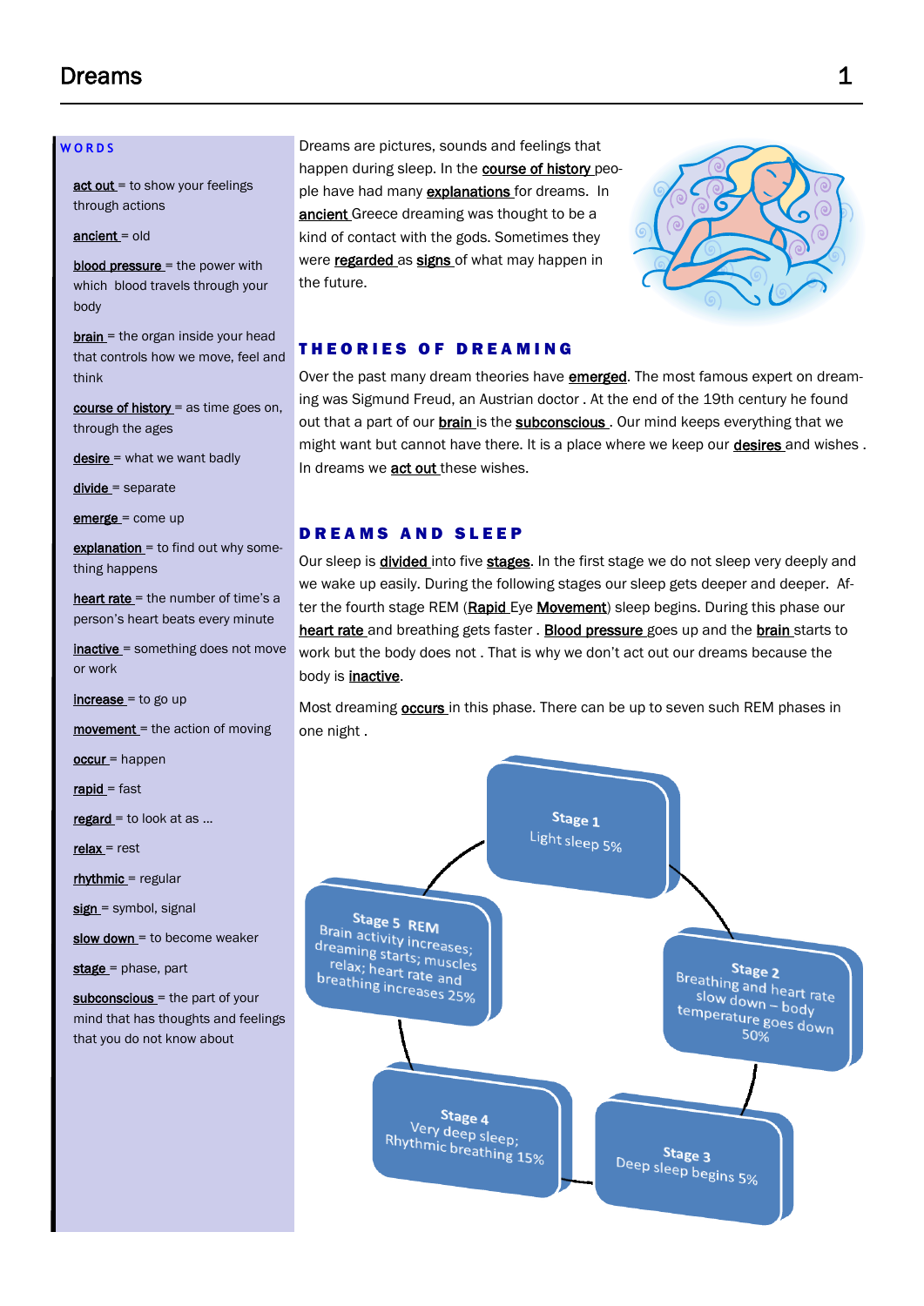# Dreams

Dreams are pictures, sounds and feelings that happen during sleep. In the course of history people have had many explanations for dreams. In ancient Greece dreaming was thought to be a kind of contact with the gods. Sometimes they were regarded as signs of what may happen in the future.

## THEORIES OF DREAMING

Over the past many dream theories have emerged. The most famous expert on dreaming was Sigmund Freud, an Austrian doctor . At the end of the 19th century he found out that a part of our brain is the subconscious . Our mind keeps everything that we might want but cannot have there. It is a place where we keep our desires and wishes . In dreams we act out these wishes.

## DREAMS AND SLEEP

Our sleep is divided into five stages. In the first stage we do not sleep very deeply and we wake up easily. During the following stages our sleep gets deeper and deeper. After the fourth stage REM (Rapid Eye Movement) sleep begins. During this phase our heart rate and breathing gets faster . Blood pressure goes up and the brain starts to work but the body does not . That is why we don't act out our dreams because the body is inactive.

Most dreaming occurs in this phase. There can be up to seven such REM phases in one night .

- **Stage 1** – Light sleep 5%
- **Stage 2** – Breathing and heart rate slow down – body temperature goes down 50%
- **Stage 3** – Deep sleep begins 5%
- **Stage 4** – Very deep sleep; Rhythmic breathing 15%
- **Stage 5 REM** – Brain activity increases; dreaming starts; muscles relax; heart rate and breathing increases 25%

## WORDS

- **act out** = to show your feelings through actions
- **ancient** = old
- **blood pressure** = the power with which blood travels through your body
- **brain** = the organ inside your head that controls how we move, feel and think
- **course of history** = as time goes on, through the ages
- **desire** = what we want badly
- **divide** = separate
- **emerge** = come up
- **explanation** = to find out why something happens
- **heart rate** = the number of time's a person's heart beats every minute
- **inactive** = something does not move or work
- **increase** = to go up
- **movement** = the action of moving
- **occur** = happen
- **rapid** = fast
- **regard** = to look at as ...
- **relax** = rest
- **rhythmic** = regular
- **sign** = symbol, signal
- **slow down** = to become weaker
- **stage** = phase, part
- **subconscious** = the part of your mind that has thoughts and feelings that you do not know about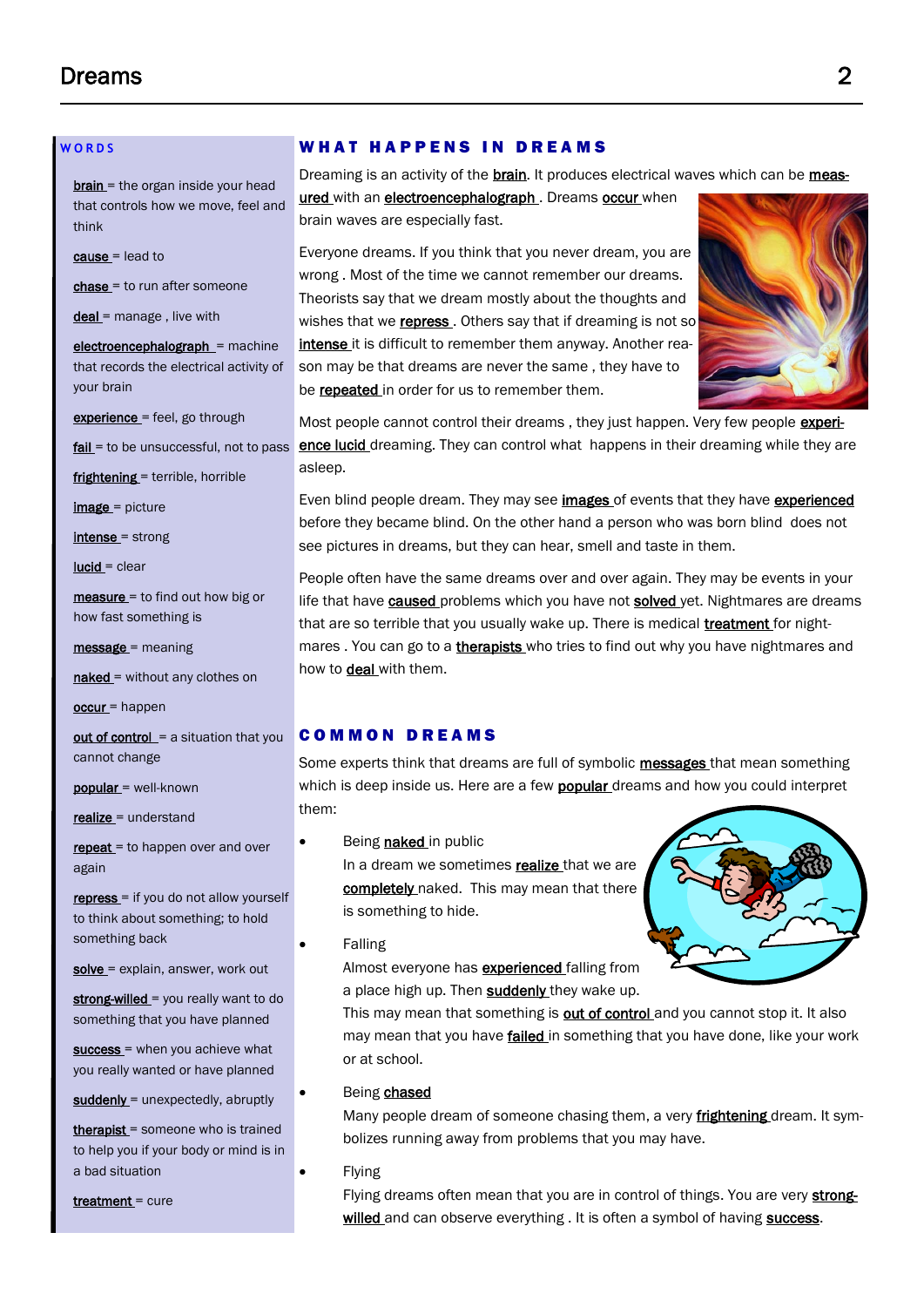## WORDS

**brain** = the organ inside your head that controls how we move, feel and think

**cause** = lead to

**chase** = to run after someone

**deal** = manage , live with

**electroencephalograph** = machine that records the electrical activity of your brain

**experience** = feel, go through

**fail** = to be unsuccessful, not to pass

**frightening** = terrible, horrible

**image** = picture

**intense** = strong

**lucid** = clear

**measure** = to find out how big or how fast something is

**message** = meaning

**naked** = without any clothes on

**occur** = happen

**out of control** = a situation that you cannot change

**popular** = well-known

**realize** = understand

**repeat** = to happen over and over again

**repress** = if you do not allow yourself to think about something; to hold something back

**solve** = explain, answer, work out

**strong-willed** = you really want to do something that you have planned

**success** = when you achieve what you really wanted or have planned

**suddenly** = unexpectedly, abruptly

**therapist** = someone who is trained to help you if your body or mind is in a bad situation

**treatment** = cure

## WHAT HAPPENS IN DREAMS

Dreaming is an activity of the **brain**. It produces electrical waves which can be **measured** with an **electroencephalograph** . Dreams **occur** when brain waves are especially fast.

Everyone dreams. If you think that you never dream, you are wrong . Most of the time we cannot remember our dreams. Theorists say that we dream mostly about the thoughts and wishes that we **repress** . Others say that if dreaming is not so **intense** it is difficult to remember them anyway. Another reason may be that dreams are never the same , they have to be **repeated** in order for us to remember them.

Most people cannot control their dreams , they just happen. Very few people **experience lucid** dreaming. They can control what happens in their dreaming while they are asleep.

Even blind people dream. They may see **images** of events that they have **experienced** before they became blind. On the other hand a person who was born blind does not see pictures in dreams, but they can hear, smell and taste in them.

People often have the same dreams over and over again. They may be events in your life that have **caused** problems which you have not **solved** yet. Nightmares are dreams that are so terrible that you usually wake up. There is medical **treatment** for nightmares . You can go to a **therapists** who tries to find out why you have nightmares and how to **deal** with them.

## COMMON DREAMS

Some experts think that dreams are full of symbolic **messages** that mean something which is deep inside us. Here are a few **popular** dreams and how you could interpret them:

- Being **naked** in public
  In a dream we sometimes **realize** that we are **completely** naked. This may mean that there is something to hide.
- Falling
  Almost everyone has **experienced** falling from a place high up. Then **suddenly** they wake up. This may mean that something is **out of control** and you cannot stop it. It also may mean that you have **failed** in something that you have done, like your work or at school.
- Being **chased**
  Many people dream of someone chasing them, a very **frightening** dream. It symbolizes running away from problems that you may have.
- Flying
  Flying dreams often mean that you are in control of things. You are very **strong-willed** and can observe everything . It is often a symbol of having **success**.